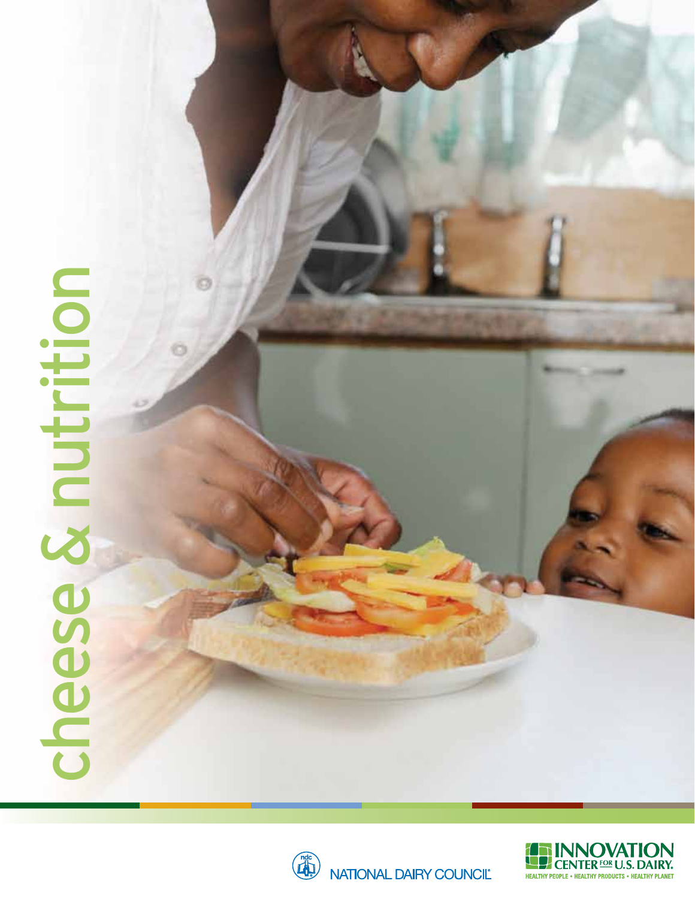# cheese & nutrition

NATIONAL DAIRY COUNCIL®

INNOVATION CENTER FOR U.S. DAIRY.
HEALTHY PEOPLE • HEALTHY PRODUCTS • HEALTHY PLANET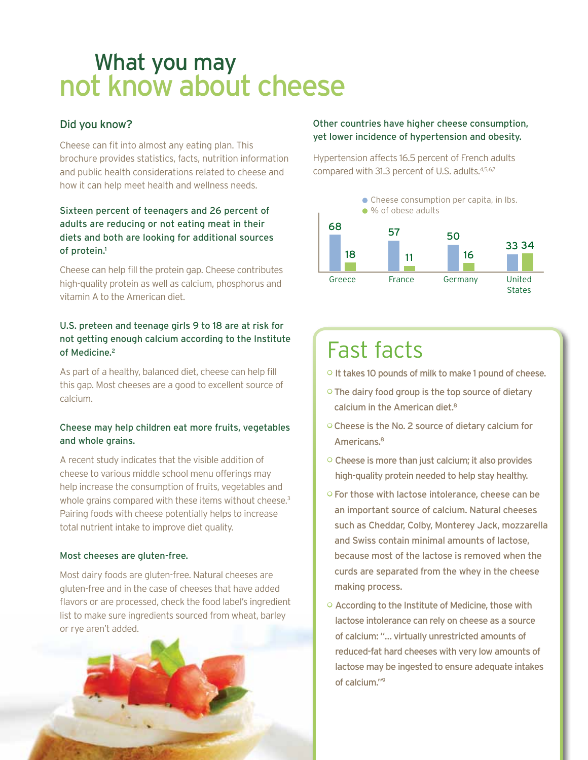# What you may not know about cheese

## Did you know?

Cheese can fit into almost any eating plan. This brochure provides statistics, facts, nutrition information and public health considerations related to cheese and how it can help meet health and wellness needs.

### Sixteen percent of teenagers and 26 percent of adults are reducing or not eating meat in their diets and both are looking for additional sources of protein.[1]

Cheese can help fill the protein gap. Cheese contributes high-quality protein as well as calcium, phosphorus and vitamin A to the American diet.

### U.S. preteen and teenage girls 9 to 18 are at risk for not getting enough calcium according to the Institute of Medicine.[2]

As part of a healthy, balanced diet, cheese can help fill this gap. Most cheeses are a good to excellent source of calcium.

### Cheese may help children eat more fruits, vegetables and whole grains.

A recent study indicates that the visible addition of cheese to various middle school menu offerings may help increase the consumption of fruits, vegetables and whole grains compared with these items without cheese.[3] Pairing foods with cheese potentially helps to increase total nutrient intake to improve diet quality.

### Most cheeses are gluten-free.

Most dairy foods are gluten-free. Natural cheeses are gluten-free and in the case of cheeses that have added flavors or are processed, check the food label's ingredient list to make sure ingredients sourced from wheat, barley or rye aren't added.

### Other countries have higher cheese consumption, yet lower incidence of hypertension and obesity.

Hypertension affects 16.5 percent of French adults compared with 31.3 percent of U.S. adults.[4,5,6,7]

| | Cheese consumption per capita, in lbs. | % of obese adults |
|---|---|---|
| Greece | 68 | 18 |
| France | 57 | 11 |
| Germany | 50 | 16 |
| United States | 33 | 34 |

## Fast facts

- It takes 10 pounds of milk to make 1 pound of cheese.
- The dairy food group is the top source of dietary calcium in the American diet.[8]
- Cheese is the No. 2 source of dietary calcium for Americans.[8]
- Cheese is more than just calcium; it also provides high-quality protein needed to help stay healthy.
- For those with lactose intolerance, cheese can be an important source of calcium. Natural cheeses such as Cheddar, Colby, Monterey Jack, mozzarella and Swiss contain minimal amounts of lactose, because most of the lactose is removed when the curds are separated from the whey in the cheese making process.
- According to the Institute of Medicine, those with lactose intolerance can rely on cheese as a source of calcium: "... virtually unrestricted amounts of reduced-fat hard cheeses with very low amounts of lactose may be ingested to ensure adequate intakes of calcium."[9]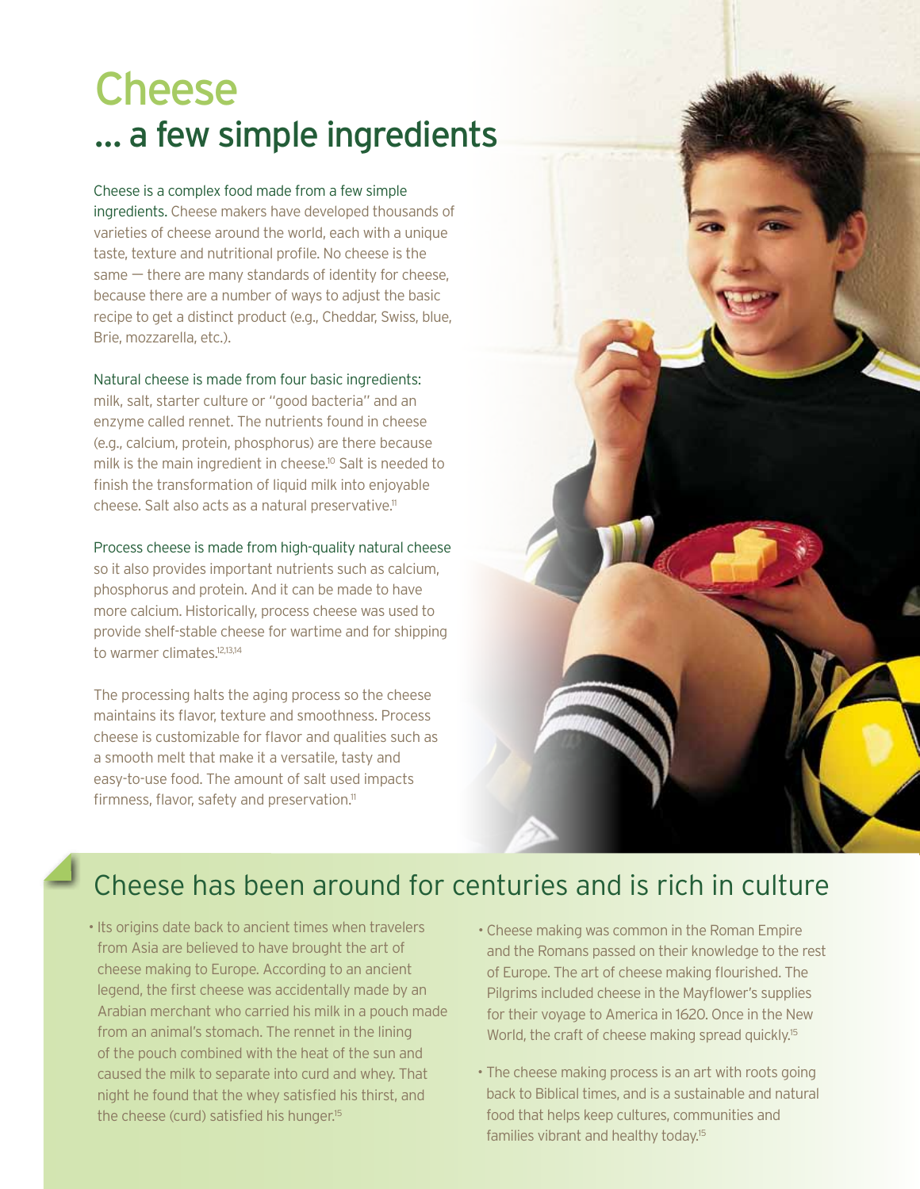// Cheese

## ... a few simple ingredients

Cheese is a complex food made from a few simple ingredients. Cheese makers have developed thousands of varieties of cheese around the world, each with a unique taste, texture and nutritional profile. No cheese is the same — there are many standards of identity for cheese, because there are a number of ways to adjust the basic recipe to get a distinct product (e.g., Cheddar, Swiss, blue, Brie, mozzarella, etc.).

Natural cheese is made from four basic ingredients: milk, salt, starter culture or "good bacteria" and an enzyme called rennet. The nutrients found in cheese (e.g., calcium, protein, phosphorus) are there because milk is the main ingredient in cheese.[10] Salt is needed to finish the transformation of liquid milk into enjoyable cheese. Salt also acts as a natural preservative.[11]

Process cheese is made from high-quality natural cheese so it also provides important nutrients such as calcium, phosphorus and protein. And it can be made to have more calcium. Historically, process cheese was used to provide shelf-stable cheese for wartime and for shipping to warmer climates.[12,13,14]

The processing halts the aging process so the cheese maintains its flavor, texture and smoothness. Process cheese is customizable for flavor and qualities such as a smooth melt that make it a versatile, tasty and easy-to-use food. The amount of salt used impacts firmness, flavor, safety and preservation.[11]

## Cheese has been around for centuries and is rich in culture

- Its origins date back to ancient times when travelers from Asia are believed to have brought the art of cheese making to Europe. According to an ancient legend, the first cheese was accidentally made by an Arabian merchant who carried his milk in a pouch made from an animal's stomach. The rennet in the lining of the pouch combined with the heat of the sun and caused the milk to separate into curd and whey. That night he found that the whey satisfied his thirst, and the cheese (curd) satisfied his hunger.[15]
- Cheese making was common in the Roman Empire and the Romans passed on their knowledge to the rest of Europe. The art of cheese making flourished. The Pilgrims included cheese in the Mayflower's supplies for their voyage to America in 1620. Once in the New World, the craft of cheese making spread quickly.[15]
- The cheese making process is an art with roots going back to Biblical times, and is a sustainable and natural food that helps keep cultures, communities and families vibrant and healthy today.[15]

# Cheese

## ... a few simple ingredients

Cheese is a complex food made from a few simple ingredients. Cheese makers have developed thousands of varieties of cheese around the world, each with a unique taste, texture and nutritional profile. No cheese is the same — there are many standards of identity for cheese, because there are a number of ways to adjust the basic recipe to get a distinct product (e.g., Cheddar, Swiss, blue, Brie, mozzarella, etc.).

Natural cheese is made from four basic ingredients: milk, salt, starter culture or "good bacteria" and an enzyme called rennet. The nutrients found in cheese (e.g., calcium, protein, phosphorus) are there because milk is the main ingredient in cheese.[10] Salt is needed to finish the transformation of liquid milk into enjoyable cheese. Salt also acts as a natural preservative.[11]

Process cheese is made from high-quality natural cheese so it also provides important nutrients such as calcium, phosphorus and protein. And it can be made to have more calcium. Historically, process cheese was used to provide shelf-stable cheese for wartime and for shipping to warmer climates.[12,13,14]

The processing halts the aging process so the cheese maintains its flavor, texture and smoothness. Process cheese is customizable for flavor and qualities such as a smooth melt that make it a versatile, tasty and easy-to-use food. The amount of salt used impacts firmness, flavor, safety and preservation.[11]

## Cheese has been around for centuries and is rich in culture

- Its origins date back to ancient times when travelers from Asia are believed to have brought the art of cheese making to Europe. According to an ancient legend, the first cheese was accidentally made by an Arabian merchant who carried his milk in a pouch made from an animal's stomach. The rennet in the lining of the pouch combined with the heat of the sun and caused the milk to separate into curd and whey. That night he found that the whey satisfied his thirst, and the cheese (curd) satisfied his hunger.[15]
- Cheese making was common in the Roman Empire and the Romans passed on their knowledge to the rest of Europe. The art of cheese making flourished. The Pilgrims included cheese in the Mayflower's supplies for their voyage to America in 1620. Once in the New World, the craft of cheese making spread quickly.[15]
- The cheese making process is an art with roots going back to Biblical times, and is a sustainable and natural food that helps keep cultures, communities and families vibrant and healthy today.[15]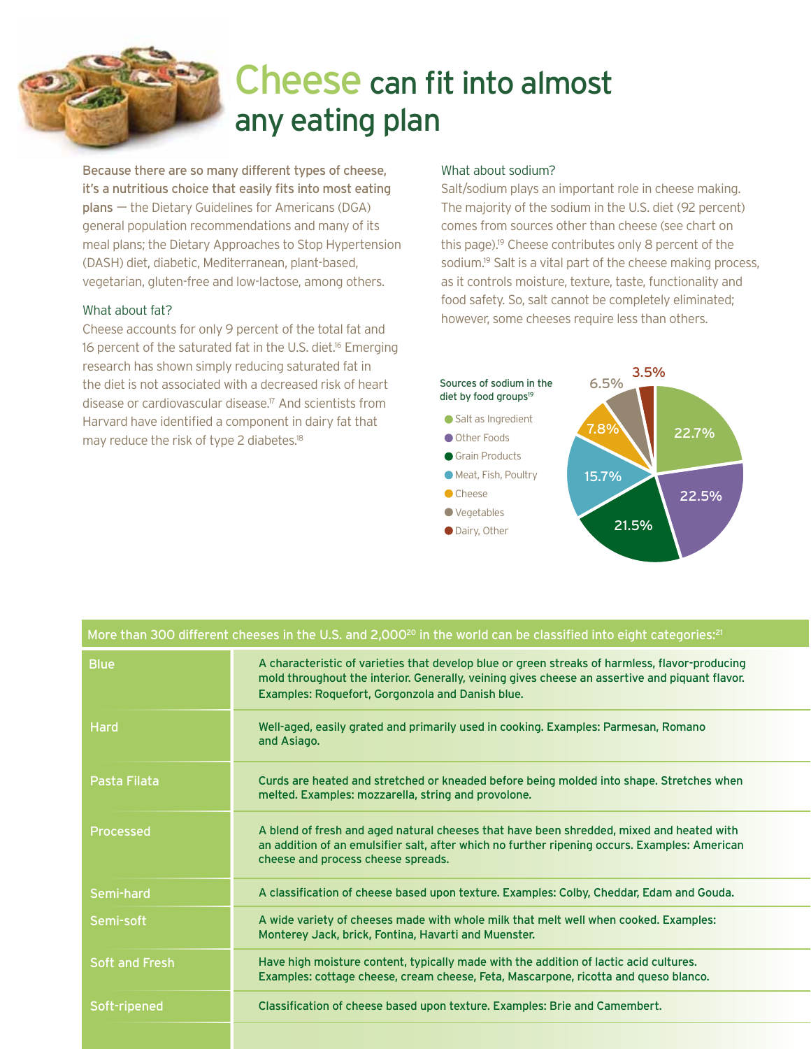# Cheese can fit into almost any eating plan

**Because there are so many different types of cheese, it's a nutritious choice that easily fits into most eating plans** — the Dietary Guidelines for Americans (DGA) general population recommendations and many of its meal plans; the Dietary Approaches to Stop Hypertension (DASH) diet, diabetic, Mediterranean, plant-based, vegetarian, gluten-free and low-lactose, among others.

## What about fat?

Cheese accounts for only 9 percent of the total fat and 16 percent of the saturated fat in the U.S. diet.[16] Emerging research has shown simply reducing saturated fat in the diet is not associated with a decreased risk of heart disease or cardiovascular disease.[17] And scientists from Harvard have identified a component in dairy fat that may reduce the risk of type 2 diabetes.[18]

## What about sodium?

Salt/sodium plays an important role in cheese making. The majority of the sodium in the U.S. diet (92 percent) comes from sources other than cheese (see chart on this page).[19] Cheese contributes only 8 percent of the sodium.[19] Salt is a vital part of the cheese making process, as it controls moisture, texture, taste, functionality and food safety. So, salt cannot be completely eliminated; however, some cheeses require less than others.

Sources of sodium in the diet by food groups[19]

| Food group | Percent |
|---|---|
| Salt as Ingredient | 22.7% |
| Other Foods | 22.5% |
| Grain Products | 21.5% |
| Meat, Fish, Poultry | 15.7% |
| Cheese | 7.8% |
| Vegetables | 6.5% |
| Dairy, Other | 3.5% |

More than 300 different cheeses in the U.S. and 2,000[20] in the world can be classified into eight categories:[21]

| Category | Description |
|---|---|
| Blue | A characteristic of varieties that develop blue or green streaks of harmless, flavor-producing mold throughout the interior. Generally, veining gives cheese an assertive and piquant flavor. Examples: Roquefort, Gorgonzola and Danish blue. |
| Hard | Well-aged, easily grated and primarily used in cooking. Examples: Parmesan, Romano and Asiago. |
| Pasta Filata | Curds are heated and stretched or kneaded before being molded into shape. Stretches when melted. Examples: mozzarella, string and provolone. |
| Processed | A blend of fresh and aged natural cheeses that have been shredded, mixed and heated with an addition of an emulsifier salt, after which no further ripening occurs. Examples: American cheese and process cheese spreads. |
| Semi-hard | A classification of cheese based upon texture. Examples: Colby, Cheddar, Edam and Gouda. |
| Semi-soft | A wide variety of cheeses made with whole milk that melt well when cooked. Examples: Monterey Jack, brick, Fontina, Havarti and Muenster. |
| Soft and Fresh | Have high moisture content, typically made with the addition of lactic acid cultures. Examples: cottage cheese, cream cheese, Feta, Mascarpone, ricotta and queso blanco. |
| Soft-ripened | Classification of cheese based upon texture. Examples: Brie and Camembert. |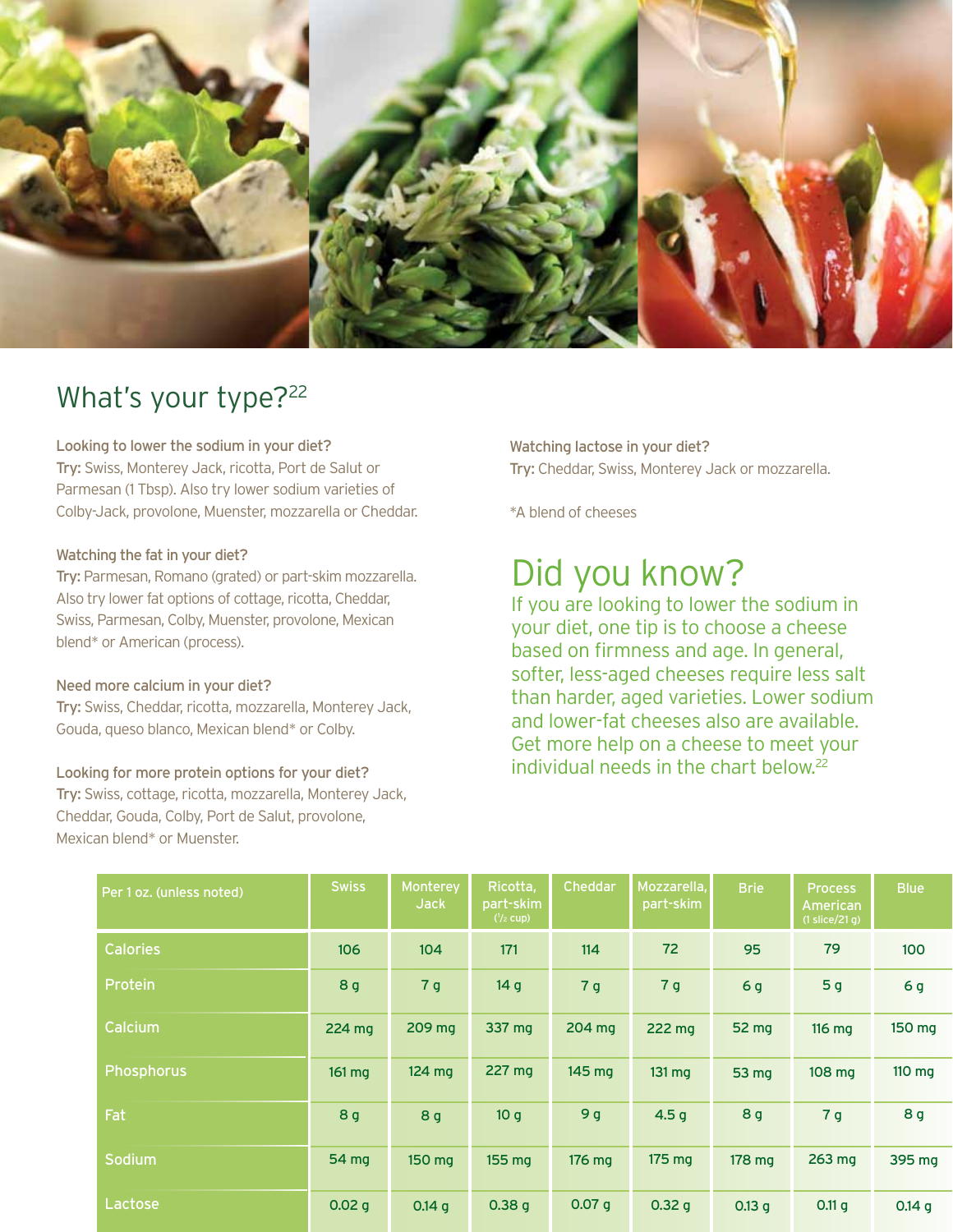## What's your type?[22]

**Looking to lower the sodium in your diet?**
**Try:** Swiss, Monterey Jack, ricotta, Port de Salut or Parmesan (1 Tbsp). Also try lower sodium varieties of Colby-Jack, provolone, Muenster, mozzarella or Cheddar.

**Watching the fat in your diet?**
**Try:** Parmesan, Romano (grated) or part-skim mozzarella. Also try lower fat options of cottage, ricotta, Cheddar, Swiss, Parmesan, Colby, Muenster, provolone, Mexican blend* or American (process).

**Need more calcium in your diet?**
**Try:** Swiss, Cheddar, ricotta, mozzarella, Monterey Jack, Gouda, queso blanco, Mexican blend* or Colby.

**Looking for more protein options for your diet?**
**Try:** Swiss, cottage, ricotta, mozzarella, Monterey Jack, Cheddar, Gouda, Colby, Port de Salut, provolone, Mexican blend* or Muenster.

**Watching lactose in your diet?**
**Try:** Cheddar, Swiss, Monterey Jack or mozzarella.

*A blend of cheeses

## Did you know?

If you are looking to lower the sodium in your diet, one tip is to choose a cheese based on firmness and age. In general, softer, less-aged cheeses require less salt than harder, aged varieties. Lower sodium and lower-fat cheeses also are available. Get more help on a cheese to meet your individual needs in the chart below.[22]

| Per 1 oz. (unless noted) | Swiss | Monterey Jack | Ricotta, part-skim (1/2 cup) | Cheddar | Mozzarella, part-skim | Brie | Process American (1 slice/21 g) | Blue |
|---|---|---|---|---|---|---|---|---|
| Calories | 106 | 104 | 171 | 114 | 72 | 95 | 79 | 100 |
| Protein | 8 g | 7 g | 14 g | 7 g | 7 g | 6 g | 5 g | 6 g |
| Calcium | 224 mg | 209 mg | 337 mg | 204 mg | 222 mg | 52 mg | 116 mg | 150 mg |
| Phosphorus | 161 mg | 124 mg | 227 mg | 145 mg | 131 mg | 53 mg | 108 mg | 110 mg |
| Fat | 8 g | 8 g | 10 g | 9 g | 4.5 g | 8 g | 7 g | 8 g |
| Sodium | 54 mg | 150 mg | 155 mg | 176 mg | 175 mg | 178 mg | 263 mg | 395 mg |
| Lactose | 0.02 g | 0.14 g | 0.38 g | 0.07 g | 0.32 g | 0.13 g | 0.11 g | 0.14 g |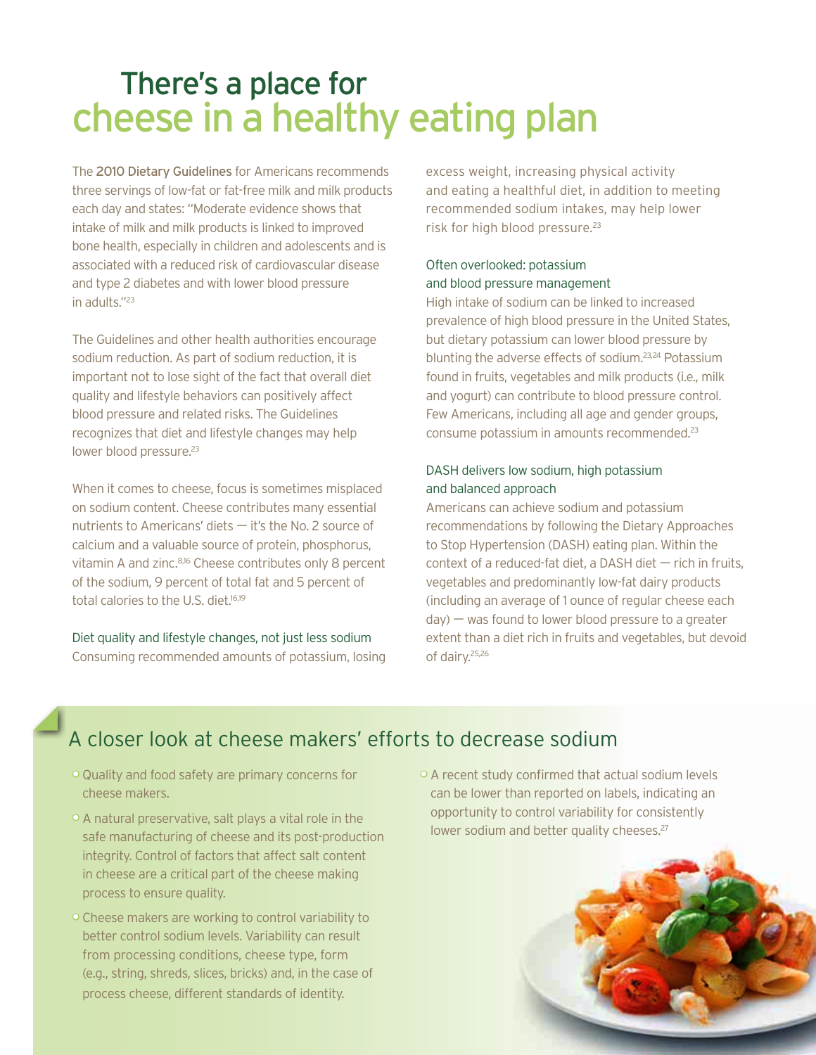# There's a place for cheese in a healthy eating plan

The 2010 Dietary Guidelines for Americans recommends three servings of low-fat or fat-free milk and milk products each day and states: "Moderate evidence shows that intake of milk and milk products is linked to improved bone health, especially in children and adolescents and is associated with a reduced risk of cardiovascular disease and type 2 diabetes and with lower blood pressure in adults."[23]

The Guidelines and other health authorities encourage sodium reduction. As part of sodium reduction, it is important not to lose sight of the fact that overall diet quality and lifestyle behaviors can positively affect blood pressure and related risks. The Guidelines recognizes that diet and lifestyle changes may help lower blood pressure.[23]

When it comes to cheese, focus is sometimes misplaced on sodium content. Cheese contributes many essential nutrients to Americans' diets — it's the No. 2 source of calcium and a valuable source of protein, phosphorus, vitamin A and zinc.[8,16] Cheese contributes only 8 percent of the sodium, 9 percent of total fat and 5 percent of total calories to the U.S. diet.[16,19]

### Diet quality and lifestyle changes, not just less sodium

Consuming recommended amounts of potassium, losing excess weight, increasing physical activity and eating a healthful diet, in addition to meeting recommended sodium intakes, may help lower risk for high blood pressure.[23]

### Often overlooked: potassium and blood pressure management

High intake of sodium can be linked to increased prevalence of high blood pressure in the United States, but dietary potassium can lower blood pressure by blunting the adverse effects of sodium.[23,24] Potassium found in fruits, vegetables and milk products (i.e., milk and yogurt) can contribute to blood pressure control. Few Americans, including all age and gender groups, consume potassium in amounts recommended.[23]

### DASH delivers low sodium, high potassium and balanced approach

Americans can achieve sodium and potassium recommendations by following the Dietary Approaches to Stop Hypertension (DASH) eating plan. Within the context of a reduced-fat diet, a DASH diet — rich in fruits, vegetables and predominantly low-fat dairy products (including an average of 1 ounce of regular cheese each day) — was found to lower blood pressure to a greater extent than a diet rich in fruits and vegetables, but devoid of dairy.[25,26]

## A closer look at cheese makers' efforts to decrease sodium

- Quality and food safety are primary concerns for cheese makers.
- A natural preservative, salt plays a vital role in the safe manufacturing of cheese and its post-production integrity. Control of factors that affect salt content in cheese are a critical part of the cheese making process to ensure quality.
- Cheese makers are working to control variability to better control sodium levels. Variability can result from processing conditions, cheese type, form (e.g., string, shreds, slices, bricks) and, in the case of process cheese, different standards of identity.
- A recent study confirmed that actual sodium levels can be lower than reported on labels, indicating an opportunity to control variability for consistently lower sodium and better quality cheeses.[27]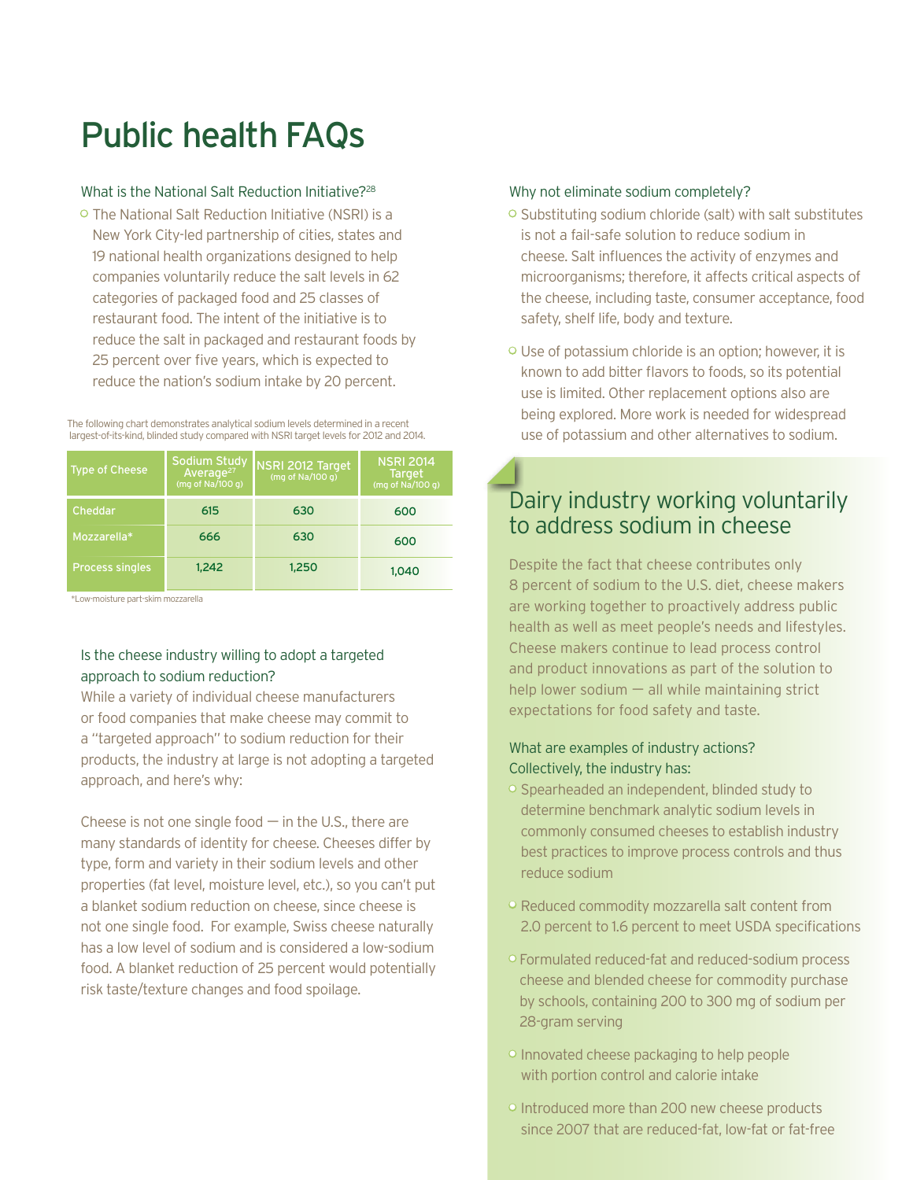# Public health FAQs

### What is the National Salt Reduction Initiative?[28]

- The National Salt Reduction Initiative (NSRI) is a New York City-led partnership of cities, states and 19 national health organizations designed to help companies voluntarily reduce the salt levels in 62 categories of packaged food and 25 classes of restaurant food. The intent of the initiative is to reduce the salt in packaged and restaurant foods by 25 percent over five years, which is expected to reduce the nation's sodium intake by 20 percent.

The following chart demonstrates analytical sodium levels determined in a recent largest-of-its-kind, blinded study compared with NSRI target levels for 2012 and 2014.

| Type of Cheese | Sodium Study Average[27] (mg of Na/100 g) | NSRI 2012 Target (mg of Na/100 g) | NSRI 2014 Target (mg of Na/100 g) |
|---|---|---|---|
| Cheddar | 615 | 630 | 600 |
| Mozzarella* | 666 | 630 | 600 |
| Process singles | 1,242 | 1,250 | 1,040 |

*Low-moisture part-skim mozzarella

### Is the cheese industry willing to adopt a targeted approach to sodium reduction?

While a variety of individual cheese manufacturers or food companies that make cheese may commit to a "targeted approach" to sodium reduction for their products, the industry at large is not adopting a targeted approach, and here's why:

Cheese is not one single food — in the U.S., there are many standards of identity for cheese. Cheeses differ by type, form and variety in their sodium levels and other properties (fat level, moisture level, etc.), so you can't put a blanket sodium reduction on cheese, since cheese is not one single food. For example, Swiss cheese naturally has a low level of sodium and is considered a low-sodium food. A blanket reduction of 25 percent would potentially risk taste/texture changes and food spoilage.

### Why not eliminate sodium completely?

- Substituting sodium chloride (salt) with salt substitutes is not a fail-safe solution to reduce sodium in cheese. Salt influences the activity of enzymes and microorganisms; therefore, it affects critical aspects of the cheese, including taste, consumer acceptance, food safety, shelf life, body and texture.
- Use of potassium chloride is an option; however, it is known to add bitter flavors to foods, so its potential use is limited. Other replacement options also are being explored. More work is needed for widespread use of potassium and other alternatives to sodium.

## Dairy industry working voluntarily to address sodium in cheese

Despite the fact that cheese contributes only 8 percent of sodium to the U.S. diet, cheese makers are working together to proactively address public health as well as meet people's needs and lifestyles. Cheese makers continue to lead process control and product innovations as part of the solution to help lower sodium — all while maintaining strict expectations for food safety and taste.

### What are examples of industry actions?

Collectively, the industry has:

- Spearheaded an independent, blinded study to determine benchmark analytic sodium levels in commonly consumed cheeses to establish industry best practices to improve process controls and thus reduce sodium
- Reduced commodity mozzarella salt content from 2.0 percent to 1.6 percent to meet USDA specifications
- Formulated reduced-fat and reduced-sodium process cheese and blended cheese for commodity purchase by schools, containing 200 to 300 mg of sodium per 28-gram serving
- Innovated cheese packaging to help people with portion control and calorie intake
- Introduced more than 200 new cheese products since 2007 that are reduced-fat, low-fat or fat-free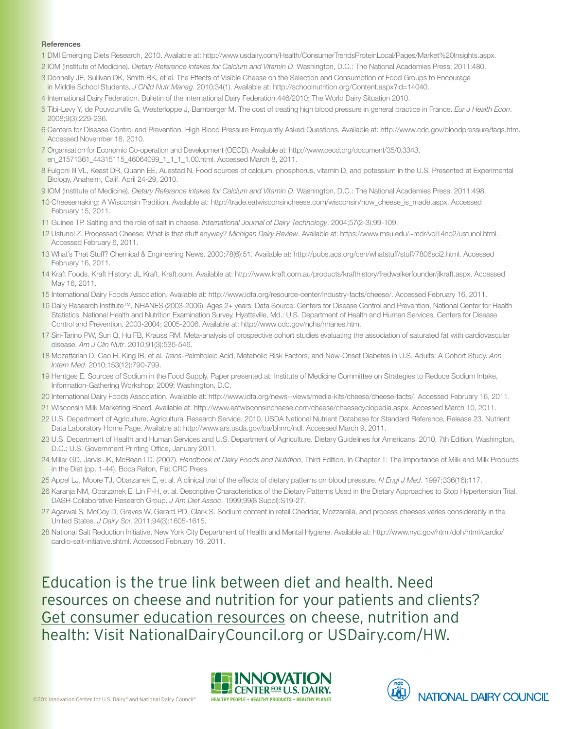**References**

1 DMI Emerging Diets Research, 2010. Available at: http://www.usdairy.com/Health/ConsumerTrendsProteinLocal/Pages/Market%20Insights.aspx.

2 IOM (Institute of Medicine). *Dietary Reference Intakes for Calcium and Vitamin D*. Washington, D.C.: The National Academies Press; 2011:480.

3 Donnelly JE, Sullivan DK, Smith BK, et al. The Effects of Visible Cheese on the Selection and Consumption of Food Groups to Encourage in Middle School Students. *J Child Nutr Manag*. 2010;34(1). Available at: http://schoolnutrition.org/Content.aspx?id=14040.

4 International Dairy Federation. Bulletin of the International Dairy Federation 446/2010: The World Dairy Situation 2010.

5 Tibi-Levy Y, de Pouvourville G, Westerloppe J, Bamberger M. The cost of treating high blood pressure in general practice in France. *Eur J Health Econ*. 2008;9(3):229-236.

6 Centers for Disease Control and Prevention. High Blood Pressure Frequently Asked Questions. Available at: http://www.cdc.gov/bloodpressure/faqs.htm. Accessed November 18, 2010.

7 Organisation for Economic Co-operation and Development (OECD). Available at: http://www.oecd.org/document/35/0,3343, en_21571361_44315115_46064099_1_1_1_1,00.html. Accessed March 8, 2011.

8 Fulgoni III VL, Keast DR, Quann EE, Auestad N. Food sources of calcium, phosphorus, vitamin D, and potassium in the U.S. Presented at Experimental Biology, Anaheim, Calif. April 24-29, 2010.

9 IOM (Institute of Medicine). *Dietary Reference Intakes for Calcium and Vitamin D*. Washington, D.C.: The National Academies Press; 2011:498.

10 Cheesemaking: A Wisconsin Tradition. Available at: http://trade.eatwisconsincheese.com/wisconsin/how_cheese_is_made.aspx. Accessed February 15, 2011.

11 Guinee TP. Salting and the role of salt in cheese. *International Journal of Dairy Technology*. 2004;57(2-3):99-109.

12 Ustunol Z. Processed Cheese: What is that stuff anyway? *Michigan Dairy Review*. Available at: https://www.msu.edu/~mdr/vol14no2/ustunol.html. Accessed February 6, 2011.

13 What's That Stuff? Chemical & Engineering News. 2000;78(6):51. Available at: http://pubs.acs.org/cen/whatstuff/stuff/7806sci2.html. Accessed February 16, 2011.

14 Kraft Foods. Kraft History: JL Kraft. Kraft.com. Available at: http://www.kraft.com.au/products/krafthistory/fredwalkerfounder/jlkraft.aspx. Accessed May 16, 2011.

15 International Dairy Foods Association. Available at: http://www.idfa.org/resource-center/industry-facts/cheese/. Accessed February 16, 2011.

16 Dairy Research Institute™, NHANES (2003-2006). Ages 2+ years. Data Source: Centers for Disease Control and Prevention, National Center for Health Statistics, National Health and Nutrition Examination Survey. Hyattsville, Md.: U.S. Department of Health and Human Services, Centers for Disease Control and Prevention. 2003-2004; 2005-2006. Available at: http://www.cdc.gov/nchs/nhanes.htm.

17 Siri-Tarino PW, Sun Q, Hu FB, Krauss RM. Meta-analysis of prospective cohort studies evaluating the association of saturated fat with cardiovascular disease. *Am J Clin Nutr*. 2010;91(3):535-546.

18 Mozaffarian D, Cao H, King IB, et al. *Trans*-Palmitoleic Acid, Metabolic Risk Factors, and New-Onset Diabetes in U.S. Adults: A Cohort Study. *Ann Intern Med*. 2010;153(12):790-799.

19 Hentges E. Sources of Sodium in the Food Supply. Paper presented at: Institute of Medicine Committee on Strategies to Reduce Sodium Intake, Information-Gathering Workshop; 2009; Washington, D.C.

20 International Dairy Foods Association. Available at: http://www.idfa.org/news--views/media-kits/cheese/cheese-facts/. Accessed February 16, 2011.

21 Wisconsin Milk Marketing Board. Available at: http://www.eatwisconsincheese.com/cheese/cheesecyclopedia.aspx. Accessed March 10, 2011.

22 U.S. Department of Agriculture, Agricultural Research Service. 2010. USDA National Nutrient Database for Standard Reference, Release 23. Nutrient Data Laboratory Home Page. Available at: http://www.ars.usda.gov/ba/bhnrc/ndl. Accessed March 9, 2011.

23 U.S. Department of Health and Human Services and U.S. Department of Agriculture. Dietary Guidelines for Americans, 2010. 7th Edition, Washington, D.C.: U.S. Government Printing Office, January 2011.

24 Miller GD, Jarvis JK, McBean LD. (2007). *Handbook of Dairy Foods and Nutrition*, Third Edition. In Chapter 1: The Importance of Milk and Milk Products in the Diet (pp. 1-44). Boca Raton, Fla: CRC Press.

25 Appel LJ, Moore TJ, Obarzanek E, et al. A clinical trial of the effects of dietary patterns on blood pressure. *N Engl J Med*. 1997;336(16):117.

26 Karanja NM, Obarzanek E, Lin P-H, et al. Descriptive Characteristics of the Dietary Patterns Used in the Dietary Approaches to Stop Hypertension Trial. DASH Collaborative Research Group. *J Am Diet Assoc*. 1999;99(8 Suppl):S19-27.

27 Agarwal S, McCoy D, Graves W, Gerard PD, Clark S. Sodium content in retail Cheddar, Mozzarella, and process cheeses varies considerably in the United States. *J Dairy Sci*. 2011;94(3):1605-1615.

28 National Salt Reduction Initiative, New York City Department of Health and Mental Hygiene. Available at: http://www.nyc.gov/html/doh/html/cardio/cardio-salt-initiative.shtml. Accessed February 16, 2011.

Education is the true link between diet and health. Need resources on cheese and nutrition for your patients and clients? Get consumer education resources on cheese, nutrition and health: Visit NationalDairyCouncil.org or USDairy.com/HW.

©2011 Innovation Center for U.S. Dairy® and National Dairy Council®

INNOVATION CENTER FOR U.S. DAIRY. HEALTHY PEOPLE • HEALTHY PRODUCTS • HEALTHY PLANET

NATIONAL DAIRY COUNCIL®